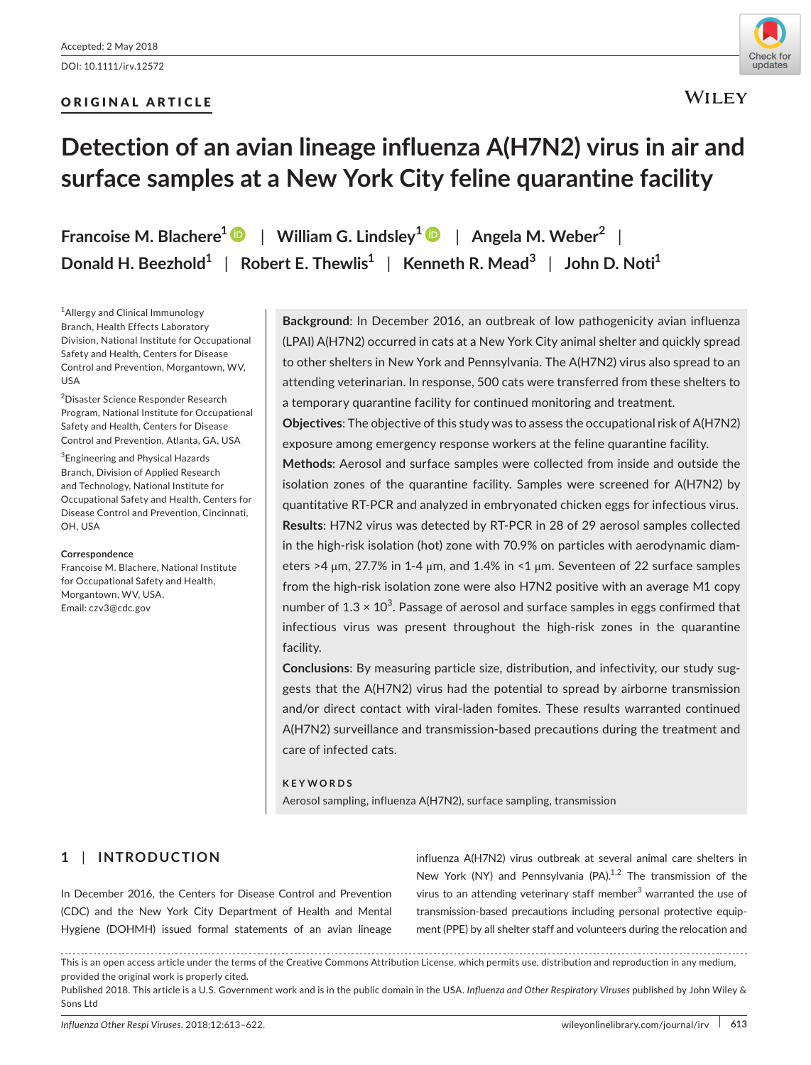Accepted: 2 May 2018

DOI: 10.1111/irv.12572

ORIGINAL ARTICLE

# Detection of an avian lineage influenza A(H7N2) virus in air and surface samples at a New York City feline quarantine facility

Francoise M. Blachere[1] | William G. Lindsley[1] | Angela M. Weber[2] | Donald H. Beezhold[1] | Robert E. Thewlis[1] | Kenneth R. Mead[3] | John D. Noti[1]

[1]Allergy and Clinical Immunology Branch, Health Effects Laboratory Division, National Institute for Occupational Safety and Health, Centers for Disease Control and Prevention, Morgantown, WV, USA

[2]Disaster Science Responder Research Program, National Institute for Occupational Safety and Health, Centers for Disease Control and Prevention, Atlanta, GA, USA

[3]Engineering and Physical Hazards Branch, Division of Applied Research and Technology, National Institute for Occupational Safety and Health, Centers for Disease Control and Prevention, Cincinnati, OH, USA

**Correspondence**
Francoise M. Blachere, National Institute for Occupational Safety and Health, Morgantown, WV, USA.
Email: czv3@cdc.gov

**Background**: In December 2016, an outbreak of low pathogenicity avian influenza (LPAI) A(H7N2) occurred in cats at a New York City animal shelter and quickly spread to other shelters in New York and Pennsylvania. The A(H7N2) virus also spread to an attending veterinarian. In response, 500 cats were transferred from these shelters to a temporary quarantine facility for continued monitoring and treatment.

**Objectives**: The objective of this study was to assess the occupational risk of A(H7N2) exposure among emergency response workers at the feline quarantine facility.

**Methods**: Aerosol and surface samples were collected from inside and outside the isolation zones of the quarantine facility. Samples were screened for A(H7N2) by quantitative RT-PCR and analyzed in embryonated chicken eggs for infectious virus.

**Results**: H7N2 virus was detected by RT-PCR in 28 of 29 aerosol samples collected in the high-risk isolation (hot) zone with 70.9% on particles with aerodynamic diameters >4 μm, 27.7% in 1-4 μm, and 1.4% in <1 μm. Seventeen of 22 surface samples from the high-risk isolation zone were also H7N2 positive with an average M1 copy number of $1.3 \times 10^3$. Passage of aerosol and surface samples in eggs confirmed that infectious virus was present throughout the high-risk zones in the quarantine facility.

**Conclusions**: By measuring particle size, distribution, and infectivity, our study suggests that the A(H7N2) virus had the potential to spread by airborne transmission and/or direct contact with viral-laden fomites. These results warranted continued A(H7N2) surveillance and transmission-based precautions during the treatment and care of infected cats.

**KEYWORDS**

Aerosol sampling, influenza A(H7N2), surface sampling, transmission

## 1 | INTRODUCTION

In December 2016, the Centers for Disease Control and Prevention (CDC) and the New York City Department of Health and Mental Hygiene (DOHMH) issued formal statements of an avian lineage influenza A(H7N2) virus outbreak at several animal care shelters in New York (NY) and Pennsylvania (PA).[1,2] The transmission of the virus to an attending veterinary staff member[3] warranted the use of transmission-based precautions including personal protective equipment (PPE) by all shelter staff and volunteers during the relocation and

This is an open access article under the terms of the Creative Commons Attribution License, which permits use, distribution and reproduction in any medium, provided the original work is properly cited.

Published 2018. This article is a U.S. Government work and is in the public domain in the USA. *Influenza and Other Respiratory Viruses* published by John Wiley & Sons Ltd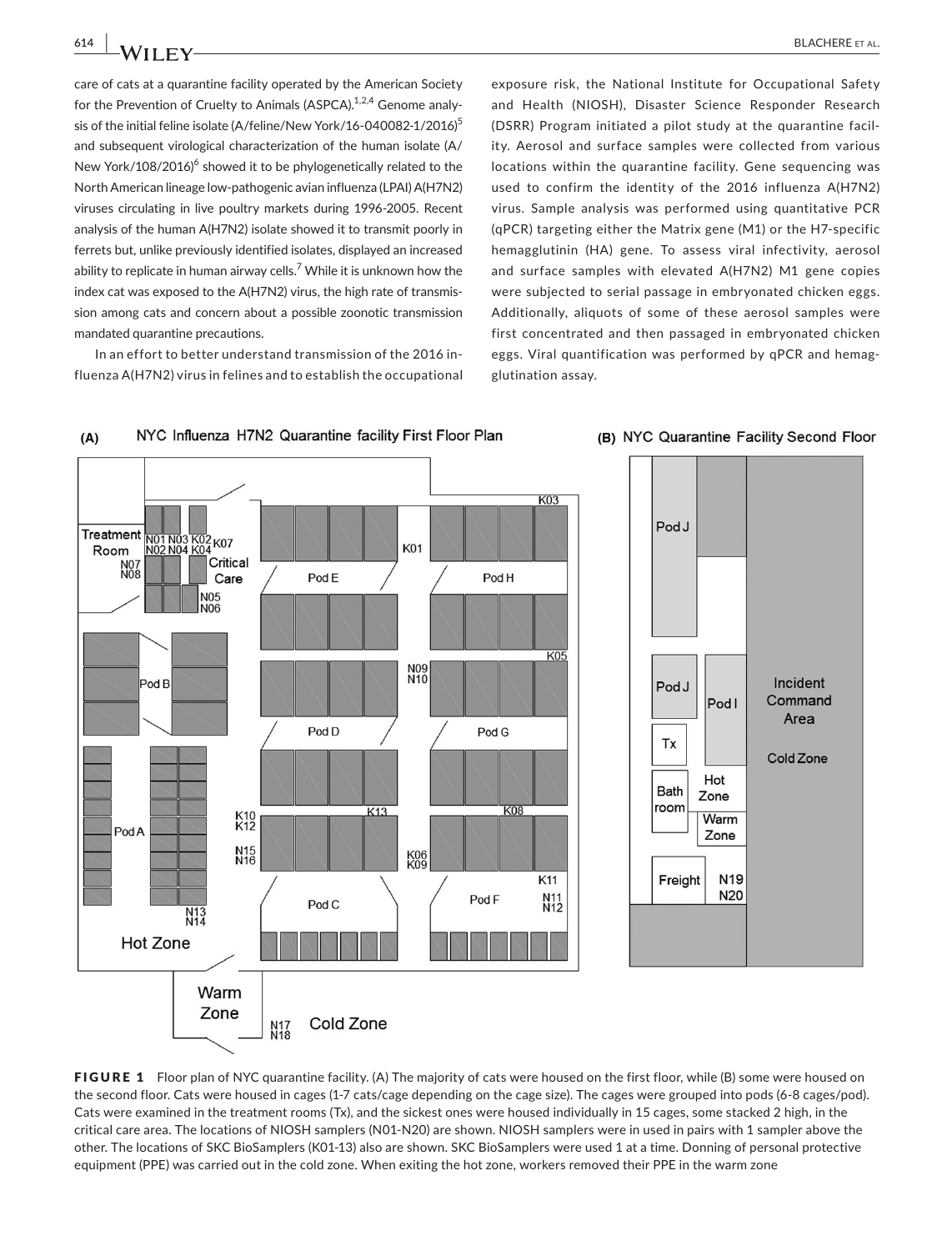care of cats at a quarantine facility operated by the American Society for the Prevention of Cruelty to Animals (ASPCA).[1,2,4] Genome analysis of the initial feline isolate (A/feline/New York/16-040082-1/2016)[5] and subsequent virological characterization of the human isolate (A/New York/108/2016)[6] showed it to be phylogenetically related to the North American lineage low-pathogenic avian influenza (LPAI) A(H7N2) viruses circulating in live poultry markets during 1996-2005. Recent analysis of the human A(H7N2) isolate showed it to transmit poorly in ferrets but, unlike previously identified isolates, displayed an increased ability to replicate in human airway cells.[7] While it is unknown how the index cat was exposed to the A(H7N2) virus, the high rate of transmission among cats and concern about a possible zoonotic transmission mandated quarantine precautions.

In an effort to better understand transmission of the 2016 influenza A(H7N2) virus in felines and to establish the occupational exposure risk, the National Institute for Occupational Safety and Health (NIOSH), Disaster Science Responder Research (DSRR) Program initiated a pilot study at the quarantine facility. Aerosol and surface samples were collected from various locations within the quarantine facility. Gene sequencing was used to confirm the identity of the 2016 influenza A(H7N2) virus. Sample analysis was performed using quantitative PCR (qPCR) targeting either the Matrix gene (M1) or the H7-specific hemagglutinin (HA) gene. To assess viral infectivity, aerosol and surface samples with elevated A(H7N2) M1 gene copies were subjected to serial passage in embryonated chicken eggs. Additionally, aliquots of some of these aerosol samples were first concentrated and then passaged in embryonated chicken eggs. Viral quantification was performed by qPCR and hemagglutination assay.

**FIGURE 1** Floor plan of NYC quarantine facility. (A) The majority of cats were housed on the first floor, while (B) some were housed on the second floor. Cats were housed in cages (1-7 cats/cage depending on the cage size). The cages were grouped into pods (6-8 cages/pod). Cats were examined in the treatment rooms (Tx), and the sickest ones were housed individually in 15 cages, some stacked 2 high, in the critical care area. The locations of NIOSH samplers (N01-N20) are shown. NIOSH samplers were in used in pairs with 1 sampler above the other. The locations of SKC BioSamplers (K01-13) also are shown. SKC BioSamplers were used 1 at a time. Donning of personal protective equipment (PPE) was carried out in the cold zone. When exiting the hot zone, workers removed their PPE in the warm zone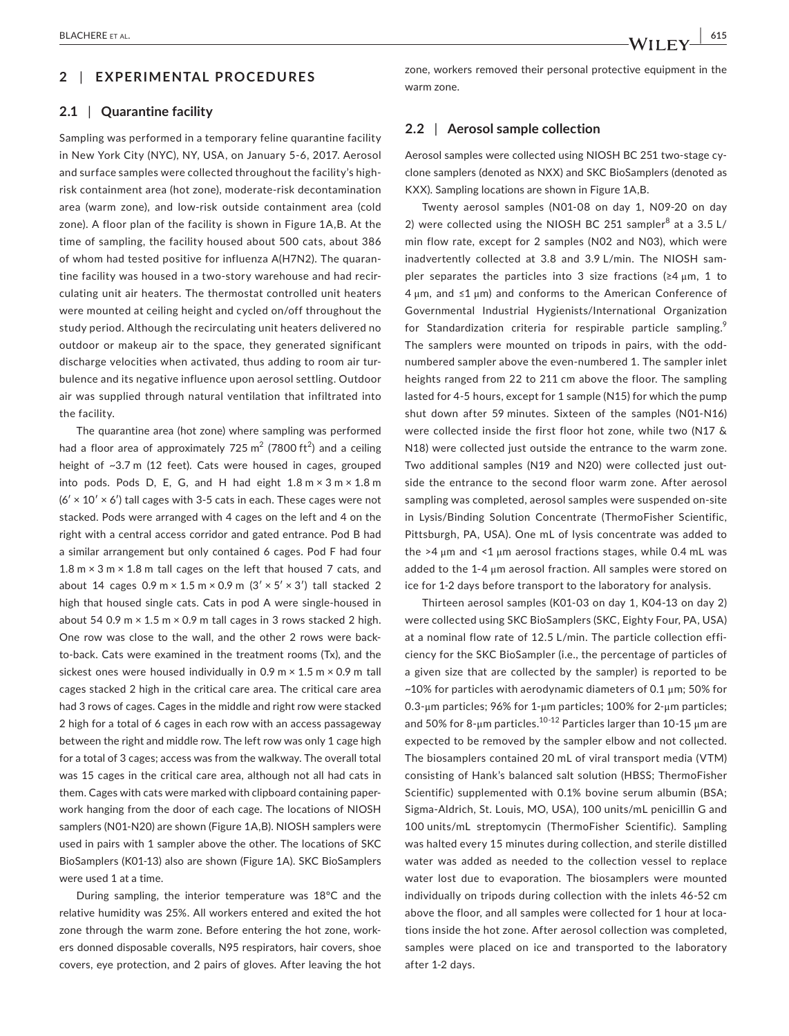## 2 | EXPERIMENTAL PROCEDURES

### 2.1 | Quarantine facility

Sampling was performed in a temporary feline quarantine facility in New York City (NYC), NY, USA, on January 5-6, 2017. Aerosol and surface samples were collected throughout the facility's high-risk containment area (hot zone), moderate-risk decontamination area (warm zone), and low-risk outside containment area (cold zone). A floor plan of the facility is shown in Figure 1A,B. At the time of sampling, the facility housed about 500 cats, about 386 of whom had tested positive for influenza A(H7N2). The quarantine facility was housed in a two-story warehouse and had recirculating unit air heaters. The thermostat controlled unit heaters were mounted at ceiling height and cycled on/off throughout the study period. Although the recirculating unit heaters delivered no outdoor or makeup air to the space, they generated significant discharge velocities when activated, thus adding to room air turbulence and its negative influence upon aerosol settling. Outdoor air was supplied through natural ventilation that infiltrated into the facility.

The quarantine area (hot zone) where sampling was performed had a floor area of approximately 725 $m^2$ (7800 $ft^2$) and a ceiling height of ~3.7 m (12 feet). Cats were housed in cages, grouped into pods. Pods D, E, G, and H had eight 1.8 m × 3 m × 1.8 m (6′ × 10′ × 6′) tall cages with 3-5 cats in each. These cages were not stacked. Pods were arranged with 4 cages on the left and 4 on the right with a central access corridor and gated entrance. Pod B had a similar arrangement but only contained 6 cages. Pod F had four 1.8 m × 3 m × 1.8 m tall cages on the left that housed 7 cats, and about 14 cages 0.9 m × 1.5 m × 0.9 m (3′ × 5′ × 3′) tall stacked 2 high that housed single cats. Cats in pod A were single-housed in about 54 0.9 m × 1.5 m × 0.9 m tall cages in 3 rows stacked 2 high. One row was close to the wall, and the other 2 rows were back-to-back. Cats were examined in the treatment rooms (Tx), and the sickest ones were housed individually in 0.9 m × 1.5 m × 0.9 m tall cages stacked 2 high in the critical care area. The critical care area had 3 rows of cages. Cages in the middle and right row were stacked 2 high for a total of 6 cages in each row with an access passageway between the right and middle row. The left row was only 1 cage high for a total of 3 cages; access was from the walkway. The overall total was 15 cages in the critical care area, although not all had cats in them. Cages with cats were marked with clipboard containing paperwork hanging from the door of each cage. The locations of NIOSH samplers (N01-N20) are shown (Figure 1A,B). NIOSH samplers were used in pairs with 1 sampler above the other. The locations of SKC BioSamplers (K01-13) also are shown (Figure 1A). SKC BioSamplers were used 1 at a time.

During sampling, the interior temperature was 18°C and the relative humidity was 25%. All workers entered and exited the hot zone through the warm zone. Before entering the hot zone, workers donned disposable coveralls, N95 respirators, hair covers, shoe covers, eye protection, and 2 pairs of gloves. After leaving the hot zone, workers removed their personal protective equipment in the warm zone.

### 2.2 | Aerosol sample collection

Aerosol samples were collected using NIOSH BC 251 two-stage cyclone samplers (denoted as NXX) and SKC BioSamplers (denoted as KXX). Sampling locations are shown in Figure 1A,B.

Twenty aerosol samples (N01-08 on day 1, N09-20 on day 2) were collected using the NIOSH BC 251 sampler[8] at a 3.5 L/min flow rate, except for 2 samples (N02 and N03), which were inadvertently collected at 3.8 and 3.9 L/min. The NIOSH sampler separates the particles into 3 size fractions (≥4 μm, 1 to 4 μm, and ≤1 μm) and conforms to the American Conference of Governmental Industrial Hygienists/International Organization for Standardization criteria for respirable particle sampling.[9] The samplers were mounted on tripods in pairs, with the odd-numbered sampler above the even-numbered 1. The sampler inlet heights ranged from 22 to 211 cm above the floor. The sampling lasted for 4-5 hours, except for 1 sample (N15) for which the pump shut down after 59 minutes. Sixteen of the samples (N01-N16) were collected inside the first floor hot zone, while two (N17 & N18) were collected just outside the entrance to the warm zone. Two additional samples (N19 and N20) were collected just outside the entrance to the second floor warm zone. After aerosol sampling was completed, aerosol samples were suspended on-site in Lysis/Binding Solution Concentrate (ThermoFisher Scientific, Pittsburgh, PA, USA). One mL of lysis concentrate was added to the >4 μm and <1 μm aerosol fractions stages, while 0.4 mL was added to the 1-4 μm aerosol fraction. All samples were stored on ice for 1-2 days before transport to the laboratory for analysis.

Thirteen aerosol samples (K01-03 on day 1, K04-13 on day 2) were collected using SKC BioSamplers (SKC, Eighty Four, PA, USA) at a nominal flow rate of 12.5 L/min. The particle collection efficiency for the SKC BioSampler (i.e., the percentage of particles of a given size that are collected by the sampler) is reported to be ~10% for particles with aerodynamic diameters of 0.1 μm; 50% for 0.3-μm particles; 96% for 1-μm particles; 100% for 2-μm particles; and 50% for 8-μm particles.[10-12] Particles larger than 10-15 μm are expected to be removed by the sampler elbow and not collected. The biosamplers contained 20 mL of viral transport media (VTM) consisting of Hank's balanced salt solution (HBSS; ThermoFisher Scientific) supplemented with 0.1% bovine serum albumin (BSA; Sigma-Aldrich, St. Louis, MO, USA), 100 units/mL penicillin G and 100 units/mL streptomycin (ThermoFisher Scientific). Sampling was halted every 15 minutes during collection, and sterile distilled water was added as needed to the collection vessel to replace water lost due to evaporation. The biosamplers were mounted individually on tripods during collection with the inlets 46-52 cm above the floor, and all samples were collected for 1 hour at locations inside the hot zone. After aerosol collection was completed, samples were placed on ice and transported to the laboratory after 1-2 days.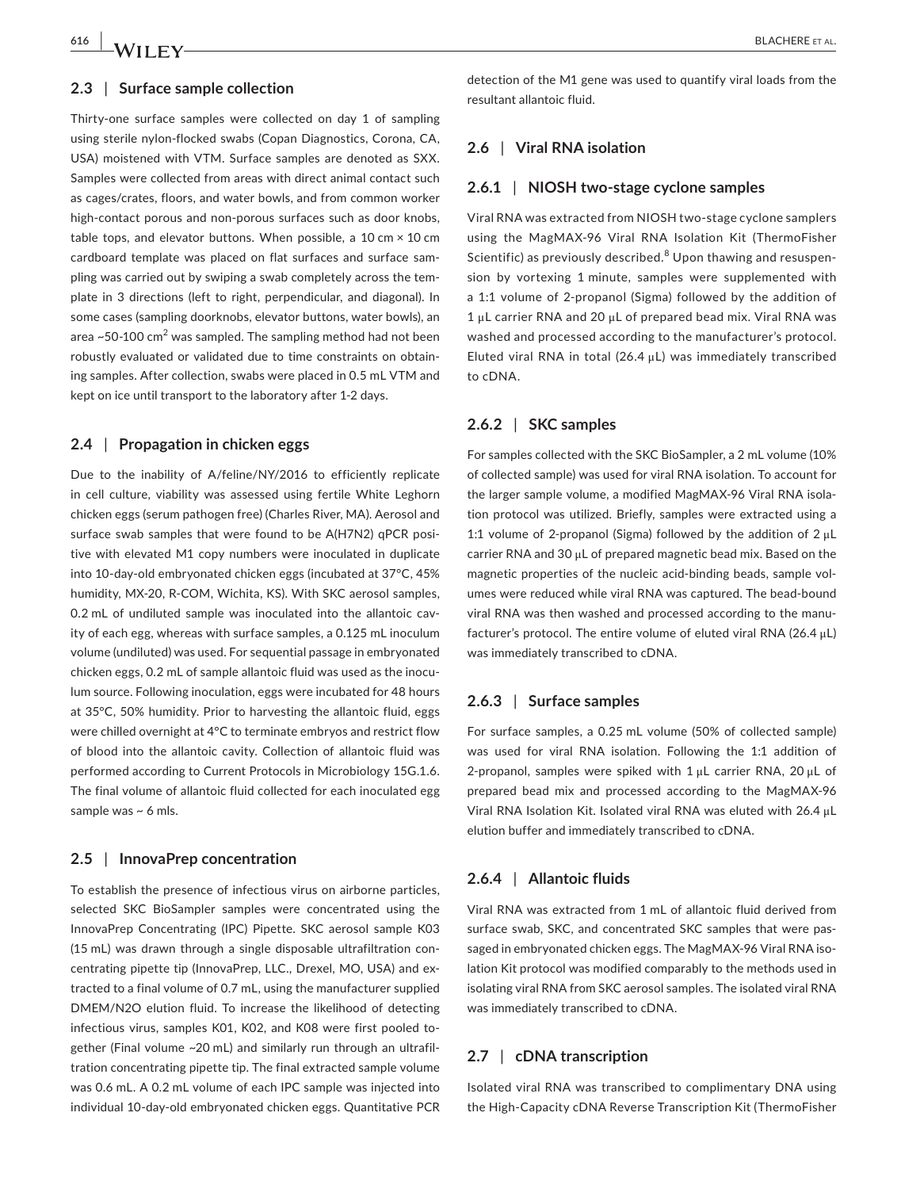### 2.3 | Surface sample collection

Thirty-one surface samples were collected on day 1 of sampling using sterile nylon-flocked swabs (Copan Diagnostics, Corona, CA, USA) moistened with VTM. Surface samples are denoted as SXX. Samples were collected from areas with direct animal contact such as cages/crates, floors, and water bowls, and from common worker high-contact porous and non-porous surfaces such as door knobs, table tops, and elevator buttons. When possible, a 10 cm × 10 cm cardboard template was placed on flat surfaces and surface sampling was carried out by swiping a swab completely across the template in 3 directions (left to right, perpendicular, and diagonal). In some cases (sampling doorknobs, elevator buttons, water bowls), an area ~50-100 $cm^2$ was sampled. The sampling method had not been robustly evaluated or validated due to time constraints on obtaining samples. After collection, swabs were placed in 0.5 mL VTM and kept on ice until transport to the laboratory after 1-2 days.

### 2.4 | Propagation in chicken eggs

Due to the inability of A/feline/NY/2016 to efficiently replicate in cell culture, viability was assessed using fertile White Leghorn chicken eggs (serum pathogen free) (Charles River, MA). Aerosol and surface swab samples that were found to be A(H7N2) qPCR positive with elevated M1 copy numbers were inoculated in duplicate into 10-day-old embryonated chicken eggs (incubated at 37°C, 45% humidity, MX-20, R-COM, Wichita, KS). With SKC aerosol samples, 0.2 mL of undiluted sample was inoculated into the allantoic cavity of each egg, whereas with surface samples, a 0.125 mL inoculum volume (undiluted) was used. For sequential passage in embryonated chicken eggs, 0.2 mL of sample allantoic fluid was used as the inoculum source. Following inoculation, eggs were incubated for 48 hours at 35°C, 50% humidity. Prior to harvesting the allantoic fluid, eggs were chilled overnight at 4°C to terminate embryos and restrict flow of blood into the allantoic cavity. Collection of allantoic fluid was performed according to Current Protocols in Microbiology 15G.1.6. The final volume of allantoic fluid collected for each inoculated egg sample was ~ 6 mls.

### 2.5 | InnovaPrep concentration

To establish the presence of infectious virus on airborne particles, selected SKC BioSampler samples were concentrated using the InnovaPrep Concentrating (IPC) Pipette. SKC aerosol sample K03 (15 mL) was drawn through a single disposable ultrafiltration concentrating pipette tip (InnovaPrep, LLC., Drexel, MO, USA) and extracted to a final volume of 0.7 mL, using the manufacturer supplied DMEM/N2O elution fluid. To increase the likelihood of detecting infectious virus, samples K01, K02, and K08 were first pooled together (Final volume ~20 mL) and similarly run through an ultrafiltration concentrating pipette tip. The final extracted sample volume was 0.6 mL. A 0.2 mL volume of each IPC sample was injected into individual 10-day-old embryonated chicken eggs. Quantitative PCR detection of the M1 gene was used to quantify viral loads from the resultant allantoic fluid.

### 2.6 | Viral RNA isolation

#### 2.6.1 | NIOSH two-stage cyclone samples

Viral RNA was extracted from NIOSH two-stage cyclone samplers using the MagMAX-96 Viral RNA Isolation Kit (ThermoFisher Scientific) as previously described.[8] Upon thawing and resuspension by vortexing 1 minute, samples were supplemented with a 1:1 volume of 2-propanol (Sigma) followed by the addition of 1 μL carrier RNA and 20 μL of prepared bead mix. Viral RNA was washed and processed according to the manufacturer's protocol. Eluted viral RNA in total (26.4 μL) was immediately transcribed to cDNA.

#### 2.6.2 | SKC samples

For samples collected with the SKC BioSampler, a 2 mL volume (10% of collected sample) was used for viral RNA isolation. To account for the larger sample volume, a modified MagMAX-96 Viral RNA isolation protocol was utilized. Briefly, samples were extracted using a 1:1 volume of 2-propanol (Sigma) followed by the addition of 2 μL carrier RNA and 30 μL of prepared magnetic bead mix. Based on the magnetic properties of the nucleic acid-binding beads, sample volumes were reduced while viral RNA was captured. The bead-bound viral RNA was then washed and processed according to the manufacturer's protocol. The entire volume of eluted viral RNA (26.4 μL) was immediately transcribed to cDNA.

#### 2.6.3 | Surface samples

For surface samples, a 0.25 mL volume (50% of collected sample) was used for viral RNA isolation. Following the 1:1 addition of 2-propanol, samples were spiked with 1 μL carrier RNA, 20 μL of prepared bead mix and processed according to the MagMAX-96 Viral RNA Isolation Kit. Isolated viral RNA was eluted with 26.4 μL elution buffer and immediately transcribed to cDNA.

#### 2.6.4 | Allantoic fluids

Viral RNA was extracted from 1 mL of allantoic fluid derived from surface swab, SKC, and concentrated SKC samples that were passaged in embryonated chicken eggs. The MagMAX-96 Viral RNA Isolation Kit protocol was modified comparably to the methods used in isolating viral RNA from SKC aerosol samples. The isolated viral RNA was immediately transcribed to cDNA.

### 2.7 | cDNA transcription

Isolated viral RNA was transcribed to complimentary DNA using the High-Capacity cDNA Reverse Transcription Kit (ThermoFisher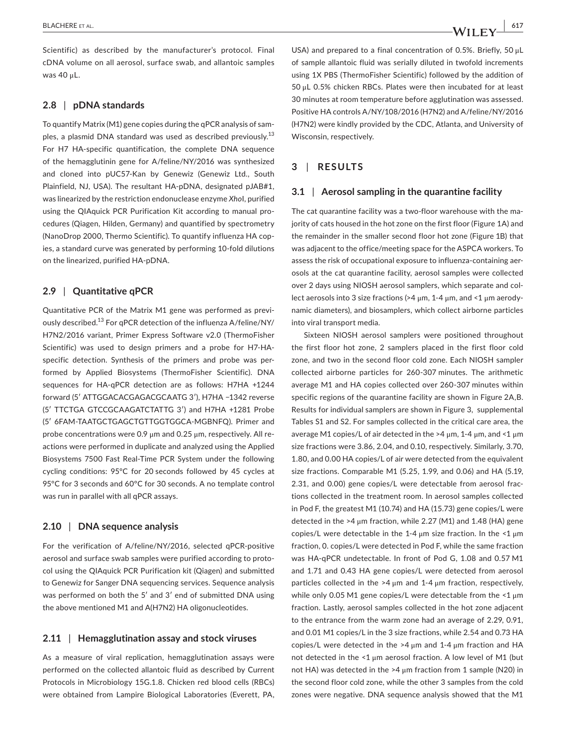Scientific) as described by the manufacturer's protocol. Final cDNA volume on all aerosol, surface swab, and allantoic samples was 40 μL.

### 2.8 | pDNA standards

To quantify Matrix (M1) gene copies during the qPCR analysis of samples, a plasmid DNA standard was used as described previously.[13] For H7 HA-specific quantification, the complete DNA sequence of the hemagglutinin gene for A/feline/NY/2016 was synthesized and cloned into pUC57-Kan by Genewiz (Genewiz Ltd., South Plainfield, NJ, USA). The resultant HA-pDNA, designated pJAB#1, was linearized by the restriction endonuclease enzyme *Xho*I, purified using the QIAquick PCR Purification Kit according to manual procedures (Qiagen, Hilden, Germany) and quantified by spectrometry (NanoDrop 2000, Thermo Scientific). To quantify influenza HA copies, a standard curve was generated by performing 10-fold dilutions on the linearized, purified HA-pDNA.

### 2.9 | Quantitative qPCR

Quantitative PCR of the Matrix M1 gene was performed as previously described.[13] For qPCR detection of the influenza A/feline/NY/H7N2/2016 variant, Primer Express Software v2.0 (ThermoFisher Scientific) was used to design primers and a probe for H7-HA-specific detection. Synthesis of the primers and probe was performed by Applied Biosystems (ThermoFisher Scientific). DNA sequences for HA-qPCR detection are as follows: H7HA +1244 forward (5′ ATTGGACACGAGACGCAATG 3′), H7HA −1342 reverse (5′ TTCTGA GTCCGCAAGATCTATTG 3′) and H7HA +1281 Probe (5′ 6FAM-TAATGCTGAGCTGTTGGTGGCA-MGBNFQ). Primer and probe concentrations were 0.9 μm and 0.25 μm, respectively. All reactions were performed in duplicate and analyzed using the Applied Biosystems 7500 Fast Real-Time PCR System under the following cycling conditions: 95°C for 20 seconds followed by 45 cycles at 95°C for 3 seconds and 60°C for 30 seconds. A no template control was run in parallel with all qPCR assays.

### 2.10 | DNA sequence analysis

For the verification of A/feline/NY/2016, selected qPCR-positive aerosol and surface swab samples were purified according to protocol using the QIAquick PCR Purification kit (Qiagen) and submitted to Genewiz for Sanger DNA sequencing services. Sequence analysis was performed on both the 5′ and 3′ end of submitted DNA using the above mentioned M1 and A(H7N2) HA oligonucleotides.

### 2.11 | Hemagglutination assay and stock viruses

As a measure of viral replication, hemagglutination assays were performed on the collected allantoic fluid as described by Current Protocols in Microbiology 15G.1.8. Chicken red blood cells (RBCs) were obtained from Lampire Biological Laboratories (Everett, PA, USA) and prepared to a final concentration of 0.5%. Briefly, 50 μL of sample allantoic fluid was serially diluted in twofold increments using 1X PBS (ThermoFisher Scientific) followed by the addition of 50 μL 0.5% chicken RBCs. Plates were then incubated for at least 30 minutes at room temperature before agglutination was assessed. Positive HA controls A/NY/108/2016 (H7N2) and A/feline/NY/2016 (H7N2) were kindly provided by the CDC, Atlanta, and University of Wisconsin, respectively.

## 3 | RESULTS

### 3.1 | Aerosol sampling in the quarantine facility

The cat quarantine facility was a two-floor warehouse with the majority of cats housed in the hot zone on the first floor (Figure 1A) and the remainder in the smaller second floor hot zone (Figure 1B) that was adjacent to the office/meeting space for the ASPCA workers. To assess the risk of occupational exposure to influenza-containing aerosols at the cat quarantine facility, aerosol samples were collected over 2 days using NIOSH aerosol samplers, which separate and collect aerosols into 3 size fractions (>4 μm, 1-4 μm, and <1 μm aerodynamic diameters), and biosamplers, which collect airborne particles into viral transport media.

Sixteen NIOSH aerosol samplers were positioned throughout the first floor hot zone, 2 samplers placed in the first floor cold zone, and two in the second floor cold zone. Each NIOSH sampler collected airborne particles for 260-307 minutes. The arithmetic average M1 and HA copies collected over 260-307 minutes within specific regions of the quarantine facility are shown in Figure 2A,B. Results for individual samplers are shown in Figure 3, supplemental Tables S1 and S2. For samples collected in the critical care area, the average M1 copies/L of air detected in the >4 μm, 1-4 μm, and <1 μm size fractions were 3.86, 2.04, and 0.10, respectively. Similarly, 3.70, 1.80, and 0.00 HA copies/L of air were detected from the equivalent size fractions. Comparable M1 (5.25, 1.99, and 0.06) and HA (5.19, 2.31, and 0.00) gene copies/L were detectable from aerosol fractions collected in the treatment room. In aerosol samples collected in Pod F, the greatest M1 (10.74) and HA (15.73) gene copies/L were detected in the >4 μm fraction, while 2.27 (M1) and 1.48 (HA) gene copies/L were detectable in the 1-4 μm size fraction. In the <1 μm fraction, 0. copies/L were detected in Pod F, while the same fraction was HA-qPCR undetectable. In front of Pod G, 1.08 and 0.57 M1 and 1.71 and 0.43 HA gene copies/L were detected from aerosol particles collected in the >4 μm and 1-4 μm fraction, respectively, while only 0.05 M1 gene copies/L were detectable from the <1 μm fraction. Lastly, aerosol samples collected in the hot zone adjacent to the entrance from the warm zone had an average of 2.29, 0.91, and 0.01 M1 copies/L in the 3 size fractions, while 2.54 and 0.73 HA copies/L were detected in the >4 μm and 1-4 μm fraction and HA not detected in the <1 μm aerosol fraction. A low level of M1 (but not HA) was detected in the >4 μm fraction from 1 sample (N20) in the second floor cold zone, while the other 3 samples from the cold zones were negative. DNA sequence analysis showed that the M1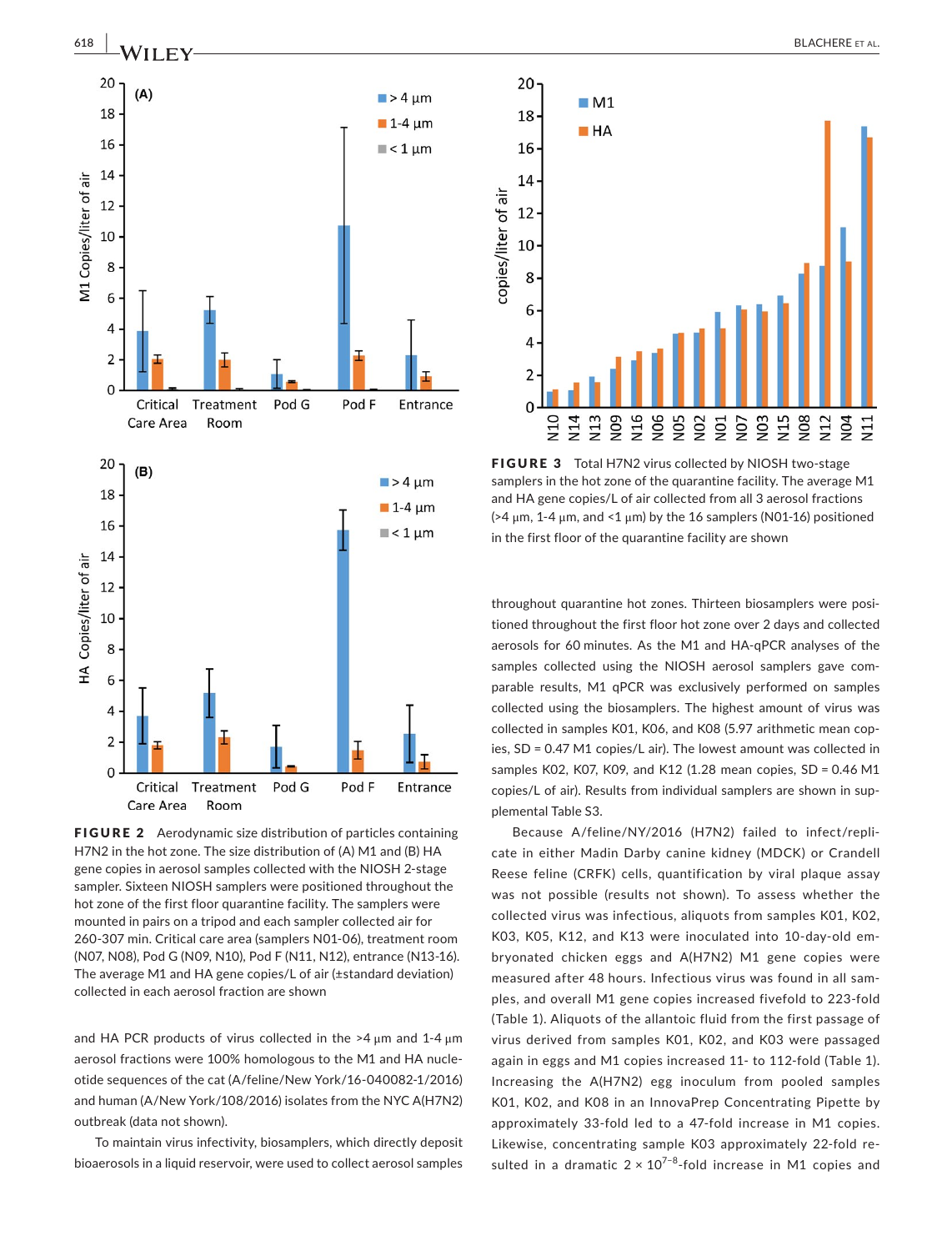**FIGURE 2** Aerodynamic size distribution of particles containing H7N2 in the hot zone. The size distribution of (A) M1 and (B) HA gene copies in aerosol samples collected with the NIOSH 2-stage sampler. Sixteen NIOSH samplers were positioned throughout the hot zone of the first floor quarantine facility. The samplers were mounted in pairs on a tripod and each sampler collected air for 260-307 min. Critical care area (samplers N01-06), treatment room (N07, N08), Pod G (N09, N10), Pod F (N11, N12), entrance (N13-16). The average M1 and HA gene copies/L of air (±standard deviation) collected in each aerosol fraction are shown

**FIGURE 3** Total H7N2 virus collected by NIOSH two-stage samplers in the hot zone of the quarantine facility. The average M1 and HA gene copies/L of air collected from all 3 aerosol fractions (>4 μm, 1-4 μm, and <1 μm) by the 16 samplers (N01-16) positioned in the first floor of the quarantine facility are shown

and HA PCR products of virus collected in the >4 μm and 1-4 μm aerosol fractions were 100% homologous to the M1 and HA nucleotide sequences of the cat (A/feline/New York/16-040082-1/2016) and human (A/New York/108/2016) isolates from the NYC A(H7N2) outbreak (data not shown).

To maintain virus infectivity, biosamplers, which directly deposit bioaerosols in a liquid reservoir, were used to collect aerosol samples throughout quarantine hot zones. Thirteen biosamplers were positioned throughout the first floor hot zone over 2 days and collected aerosols for 60 minutes. As the M1 and HA-qPCR analyses of the samples collected using the NIOSH aerosol samplers gave comparable results, M1 qPCR was exclusively performed on samples collected using the biosamplers. The highest amount of virus was collected in samples K01, K06, and K08 (5.97 arithmetic mean copies, SD = 0.47 M1 copies/L air). The lowest amount was collected in samples K02, K07, K09, and K12 (1.28 mean copies, SD = 0.46 M1 copies/L of air). Results from individual samplers are shown in supplemental Table S3.

Because A/feline/NY/2016 (H7N2) failed to infect/replicate in either Madin Darby canine kidney (MDCK) or Crandell Reese feline (CRFK) cells, quantification by viral plaque assay was not possible (results not shown). To assess whether the collected virus was infectious, aliquots from samples K01, K02, K03, K05, K12, and K13 were inoculated into 10-day-old embryonated chicken eggs and A(H7N2) M1 gene copies were measured after 48 hours. Infectious virus was found in all samples, and overall M1 gene copies increased fivefold to 223-fold (Table 1). Aliquots of the allantoic fluid from the first passage of virus derived from samples K01, K02, and K03 were passaged again in eggs and M1 copies increased 11- to 112-fold (Table 1). Increasing the A(H7N2) egg inoculum from pooled samples K01, K02, and K08 in an InnovaPrep Concentrating Pipette by approximately 33-fold led to a 47-fold increase in M1 copies. Likewise, concentrating sample K03 approximately 22-fold resulted in a dramatic $2 \times 10^{7-8}$-fold increase in M1 copies and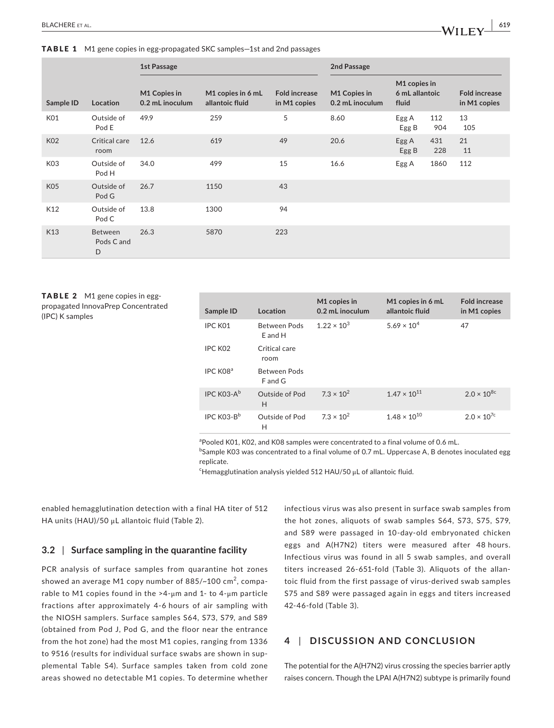**TABLE 1** M1 gene copies in egg-propagated SKC samples—1st and 2nd passages

| Sample ID | Location | 1st Passage | | | 2nd Passage | | |
|---|---|---|---|---|---|---|---|
| | | M1 Copies in 0.2 mL inoculum | M1 copies in 6 mL allantoic fluid | Fold increase in M1 copies | M1 Copies in 0.2 mL inoculum | M1 copies in 6 mL allantoic fluid | Fold increase in M1 copies |
| K01 | Outside of Pod E | 49.9 | 259 | 5 | 8.60 | Egg A 112<br>Egg B 904 | 13<br>105 |
| K02 | Critical care room | 12.6 | 619 | 49 | 20.6 | Egg A 431<br>Egg B 228 | 21<br>11 |
| K03 | Outside of Pod H | 34.0 | 499 | 15 | 16.6 | Egg A 1860 | 112 |
| K05 | Outside of Pod G | 26.7 | 1150 | 43 | | | |
| K12 | Outside of Pod C | 13.8 | 1300 | 94 | | | |
| K13 | Between Pods C and D | 26.3 | 5870 | 223 | | | |

**TABLE 2** M1 gene copies in egg-propagated InnovaPrep Concentrated (IPC) K samples

| Sample ID | Location | M1 copies in 0.2 mL inoculum | M1 copies in 6 mL allantoic fluid | Fold increase in M1 copies |
|---|---|---|---|---|
| IPC K01 | Between Pods E and H | $1.22 \times 10^3$ | $5.69 \times 10^4$ | 47 |
| IPC K02 | Critical care room | | | |
| IPC K08[a] | Between Pods F and G | | | |
| IPC K03-A[b] | Outside of Pod H | $7.3 \times 10^2$ | $1.47 \times 10^{11}$ | $2.0 \times 10^8$[c] |
| IPC K03-B[b] | Outside of Pod H | $7.3 \times 10^2$ | $1.48 \times 10^{10}$ | $2.0 \times 10^7$[c] |

[a]Pooled K01, K02, and K08 samples were concentrated to a final volume of 0.6 mL.
[b]Sample K03 was concentrated to a final volume of 0.7 mL. Uppercase A, B denotes inoculated egg replicate.
[c]Hemagglutination analysis yielded 512 HAU/50 µL of allantoic fluid.

enabled hemagglutination detection with a final HA titer of 512 HA units (HAU)/50 µL allantoic fluid (Table 2).

### 3.2 | Surface sampling in the quarantine facility

PCR analysis of surface samples from quarantine hot zones showed an average M1 copy number of 885/~100 cm$^2$, comparable to M1 copies found in the >4-µm and 1- to 4-µm particle fractions after approximately 4-6 hours of air sampling with the NIOSH samplers. Surface samples S64, S73, S79, and S89 (obtained from Pod J, Pod G, and the floor near the entrance from the hot zone) had the most M1 copies, ranging from 1336 to 9516 (results for individual surface swabs are shown in supplemental Table S4). Surface samples taken from cold zone areas showed no detectable M1 copies. To determine whether infectious virus was also present in surface swab samples from the hot zones, aliquots of swab samples S64, S73, S75, S79, and S89 were passaged in 10-day-old embryonated chicken eggs and A(H7N2) titers were measured after 48 hours. Infectious virus was found in all 5 swab samples, and overall titers increased 26-651-fold (Table 3). Aliquots of the allantoic fluid from the first passage of virus-derived swab samples S75 and S89 were passaged again in eggs and titers increased 42-46-fold (Table 3).

## 4 | DISCUSSION AND CONCLUSION

The potential for the A(H7N2) virus crossing the species barrier aptly raises concern. Though the LPAI A(H7N2) subtype is primarily found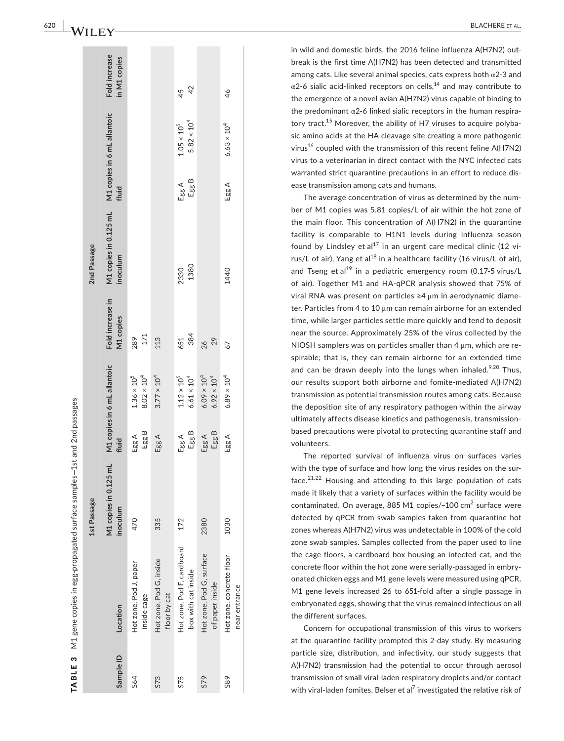**TABLE 3** M1 gene copies in egg-propagated surface samples—1st and 2nd passages

| | | 1st Passage | | | | 2nd Passage | | | |
|---|---|---|---|---|---|---|---|---|---|
| Sample ID | Location | M1 copies in 0.125 mL inoculum | M1 copies in 6 mL allantoic fluid | | Fold increase in M1 copies | M1 copies in 0.125 mL inoculum | M1 copies in 6 mL allantoic fluid | | Fold increase in M1 copies |
| S64 | Hot zone, Pod J, paper inside cage | 470 | Egg A | $1.36 \times 10^5$ | 289 | | | | |
| | | | Egg B | $8.02 \times 10^4$ | 171 | | | | |
| S73 | Hot zone, Pod G, inside floor by cat | 335 | Egg A | $3.77 \times 10^4$ | 113 | | | | |
| S75 | Hot zone, Pod F, cardboard box with cat inside | 172 | Egg A | $1.12 \times 10^5$ | 651 | 2330 | Egg A | $1.05 \times 10^5$ | 45 |
| | | | Egg B | $6.61 \times 10^4$ | 384 | 1380 | Egg B | $5.82 \times 10^4$ | 42 |
| S79 | Hot zone, Pod G, surface of paper inside | 2380 | Egg A | $6.09 \times 10^4$ | 26 | | | | |
| | | | Egg B | $6.92 \times 10^4$ | 29 | | | | |
| S89 | Hot zone, concrete floor near entrance | 1030 | Egg A | $6.89 \times 10^4$ | 67 | 1440 | Egg A | $6.63 \times 10^4$ | 46 |

in wild and domestic birds, the 2016 feline influenza A(H7N2) outbreak is the first time A(H7N2) has been detected and transmitted among cats. Like several animal species, cats express both α2-3 and α2-6 sialic acid-linked receptors on cells,[14] and may contribute to the emergence of a novel avian A(H7N2) virus capable of binding to the predominant α2-6 linked sialic receptors in the human respiratory tract.[15] Moreover, the ability of H7 viruses to acquire polybasic amino acids at the HA cleavage site creating a more pathogenic virus[16] coupled with the transmission of this recent feline A(H7N2) virus to a veterinarian in direct contact with the NYC infected cats warranted strict quarantine precautions in an effort to reduce disease transmission among cats and humans.

The average concentration of virus as determined by the number of M1 copies was 5.81 copies/L of air within the hot zone of the main floor. This concentration of A(H7N2) in the quarantine facility is comparable to H1N1 levels during influenza season found by Lindsley et al[17] in an urgent care medical clinic (12 virus/L of air), Yang et al[18] in a healthcare facility (16 virus/L of air), and Tseng et al[19] in a pediatric emergency room (0.17-5 virus/L of air). Together M1 and HA-qPCR analysis showed that 75% of viral RNA was present on particles ≥4 μm in aerodynamic diameter. Particles from 4 to 10 μm can remain airborne for an extended time, while larger particles settle more quickly and tend to deposit near the source. Approximately 25% of the virus collected by the NIOSH samplers was on particles smaller than 4 μm, which are respirable; that is, they can remain airborne for an extended time and can be drawn deeply into the lungs when inhaled.[9,20] Thus, our results support both airborne and fomite-mediated A(H7N2) transmission as potential transmission routes among cats. Because the deposition site of any respiratory pathogen within the airway ultimately affects disease kinetics and pathogenesis, transmission-based precautions were pivotal to protecting quarantine staff and volunteers.

The reported survival of influenza virus on surfaces varies with the type of surface and how long the virus resides on the surface.[21,22] Housing and attending to this large population of cats made it likely that a variety of surfaces within the facility would be contaminated. On average, 885 M1 copies/~100 $cm^2$ surface were detected by qPCR from swab samples taken from quarantine hot zones whereas A(H7N2) virus was undetectable in 100% of the cold zone swab samples. Samples collected from the paper used to line the cage floors, a cardboard box housing an infected cat, and the concrete floor within the hot zone were serially-passaged in embryonated chicken eggs and M1 gene levels were measured using qPCR. M1 gene levels increased 26 to 651-fold after a single passage in embryonated eggs, showing that the virus remained infectious on all the different surfaces.

Concern for occupational transmission of this virus to workers at the quarantine facility prompted this 2-day study. By measuring particle size, distribution, and infectivity, our study suggests that A(H7N2) transmission had the potential to occur through aerosol transmission of small viral-laden respiratory droplets and/or contact with viral-laden fomites. Belser et al[7] investigated the relative risk of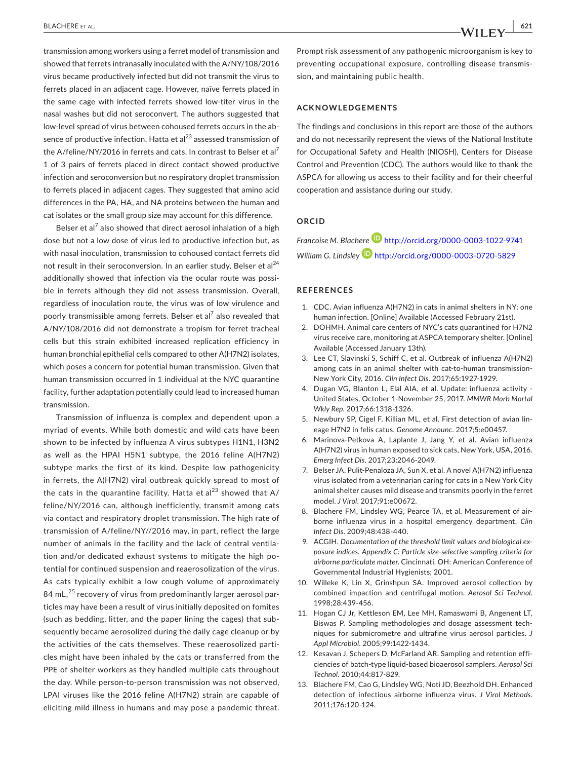transmission among workers using a ferret model of transmission and showed that ferrets intranasally inoculated with the A/NY/108/2016 virus became productively infected but did not transmit the virus to ferrets placed in an adjacent cage. However, naïve ferrets placed in the same cage with infected ferrets showed low-titer virus in the nasal washes but did not seroconvert. The authors suggested that low-level spread of virus between cohoused ferrets occurs in the absence of productive infection. Hatta et al[23] assessed transmission of the A/feline/NY/2016 in ferrets and cats. In contrast to Belser et al[7] 1 of 3 pairs of ferrets placed in direct contact showed productive infection and seroconversion but no respiratory droplet transmission to ferrets placed in adjacent cages. They suggested that amino acid differences in the PA, HA, and NA proteins between the human and cat isolates or the small group size may account for this difference.

Belser et al[7] also showed that direct aerosol inhalation of a high dose but not a low dose of virus led to productive infection but, as with nasal inoculation, transmission to cohoused contact ferrets did not result in their seroconversion. In an earlier study, Belser et al[24] additionally showed that infection via the ocular route was possible in ferrets although they did not assess transmission. Overall, regardless of inoculation route, the virus was of low virulence and poorly transmissible among ferrets. Belser et al[7] also revealed that A/NY/108/2016 did not demonstrate a tropism for ferret tracheal cells but this strain exhibited increased replication efficiency in human bronchial epithelial cells compared to other A(H7N2) isolates, which poses a concern for potential human transmission. Given that human transmission occurred in 1 individual at the NYC quarantine facility, further adaptation potentially could lead to increased human transmission.

Transmission of influenza is complex and dependent upon a myriad of events. While both domestic and wild cats have been shown to be infected by influenza A virus subtypes H1N1, H3N2 as well as the HPAI H5N1 subtype, the 2016 feline A(H7N2) subtype marks the first of its kind. Despite low pathogenicity in ferrets, the A(H7N2) viral outbreak quickly spread to most of the cats in the quarantine facility. Hatta et al[23] showed that A/feline/NY/2016 can, although inefficiently, transmit among cats via contact and respiratory droplet transmission. The high rate of transmission of A/feline/NY//2016 may, in part, reflect the large number of animals in the facility and the lack of central ventilation and/or dedicated exhaust systems to mitigate the high potential for continued suspension and reaerosolization of the virus. As cats typically exhibit a low cough volume of approximately 84 mL,[25] recovery of virus from predominantly larger aerosol particles may have been a result of virus initially deposited on fomites (such as bedding, litter, and the paper lining the cages) that subsequently became aerosolized during the daily cage cleanup or by the activities of the cats themselves. These reaerosolized particles might have been inhaled by the cats or transferred from the PPE of shelter workers as they handled multiple cats throughout the day. While person-to-person transmission was not observed, LPAI viruses like the 2016 feline A(H7N2) strain are capable of eliciting mild illness in humans and may pose a pandemic threat. Prompt risk assessment of any pathogenic microorganism is key to preventing occupational exposure, controlling disease transmission, and maintaining public health.

## ACKNOWLEDGEMENTS

The findings and conclusions in this report are those of the authors and do not necessarily represent the views of the National Institute for Occupational Safety and Health (NIOSH), Centers for Disease Control and Prevention (CDC). The authors would like to thank the ASPCA for allowing us access to their facility and for their cheerful cooperation and assistance during our study.

## ORCID

*Francoise M. Blachere* http://orcid.org/0000-0003-1022-9741
*William G. Lindsley* http://orcid.org/0000-0003-0720-5829

## REFERENCES

1. CDC. Avian influenza A(H7N2) in cats in animal shelters in NY; one human infection. [Online] Available (Accessed February 21st).
2. DOHMH. Animal care centers of NYC's cats quarantined for H7N2 virus receive care, monitoring at ASPCA temporary shelter. [Online] Available (Accessed January 13th).
3. Lee CT, Slavinski S, Schiff C, et al. Outbreak of influenza A(H7N2) among cats in an animal shelter with cat-to-human transmission-New York City, 2016. *Clin Infect Dis*. 2017;65:1927-1929.
4. Dugan VG, Blanton L, Elal AIA, et al. Update: influenza activity - United States, October 1-November 25, 2017. *MMWR Morb Mortal Wkly Rep*. 2017;66:1318-1326.
5. Newbury SP, Cigel F, Killian ML, et al. First detection of avian lineage H7N2 in felis catus. *Genome Announc*. 2017;5:e00457.
6. Marinova-Petkova A, Laplante J, Jang Y, et al. Avian influenza A(H7N2) virus in human exposed to sick cats, New York, USA, 2016. *Emerg Infect Dis*. 2017;23:2046-2049.
7. Belser JA, Pulit-Penaloza JA, Sun X, et al. A novel A(H7N2) influenza virus isolated from a veterinarian caring for cats in a New York City animal shelter causes mild disease and transmits poorly in the ferret model. *J Virol*. 2017;91:e00672.
8. Blachere FM, Lindsley WG, Pearce TA, et al. Measurement of airborne influenza virus in a hospital emergency department. *Clin Infect Dis*. 2009;48:438-440.
9. ACGIH. *Documentation of the threshold limit values and biological exposure indices. Appendix C: Particle size-selective sampling criteria for airborne particulate matter*. Cincinnati, OH: American Conference of Governmental Industrial Hygienists; 2001.
10. Willeke K, Lin X, Grinshpun SA. Improved aerosol collection by combined impaction and centrifugal motion. *Aerosol Sci Technol*. 1998;28:439-456.
11. Hogan CJ Jr, Kettleson EM, Lee MH, Ramaswami B, Angenent LT, Biswas P. Sampling methodologies and dosage assessment techniques for submicrometre and ultrafine virus aerosol particles. *J Appl Microbiol*. 2005;99:1422-1434.
12. Kesavan J, Schepers D, McFarland AR. Sampling and retention efficiencies of batch-type liquid-based bioaerosol samplers. *Aerosol Sci Technol*. 2010;44:817-829.
13. Blachere FM, Cao G, Lindsley WG, Noti JD, Beezhold DH. Enhanced detection of infectious airborne influenza virus. *J Virol Methods*. 2011;176:120-124.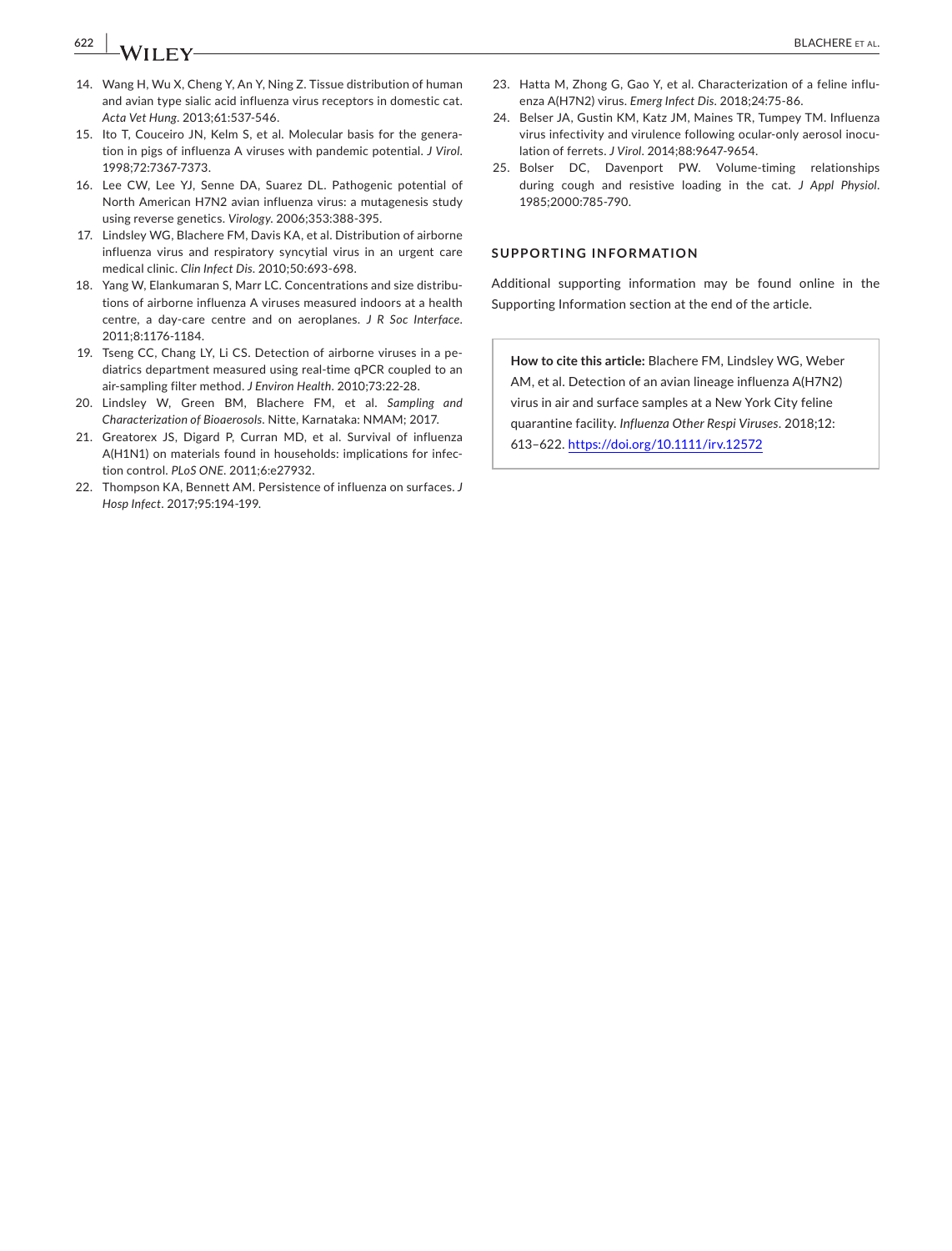14. Wang H, Wu X, Cheng Y, An Y, Ning Z. Tissue distribution of human and avian type sialic acid influenza virus receptors in domestic cat. *Acta Vet Hung*. 2013;61:537-546.
15. Ito T, Couceiro JN, Kelm S, et al. Molecular basis for the generation in pigs of influenza A viruses with pandemic potential. *J Virol*. 1998;72:7367-7373.
16. Lee CW, Lee YJ, Senne DA, Suarez DL. Pathogenic potential of North American H7N2 avian influenza virus: a mutagenesis study using reverse genetics. *Virology*. 2006;353:388-395.
17. Lindsley WG, Blachere FM, Davis KA, et al. Distribution of airborne influenza virus and respiratory syncytial virus in an urgent care medical clinic. *Clin Infect Dis*. 2010;50:693-698.
18. Yang W, Elankumaran S, Marr LC. Concentrations and size distributions of airborne influenza A viruses measured indoors at a health centre, a day-care centre and on aeroplanes. *J R Soc Interface*. 2011;8:1176-1184.
19. Tseng CC, Chang LY, Li CS. Detection of airborne viruses in a pediatrics department measured using real-time qPCR coupled to an air-sampling filter method. *J Environ Health*. 2010;73:22-28.
20. Lindsley W, Green BM, Blachere FM, et al. *Sampling and Characterization of Bioaerosols*. Nitte, Karnataka: NMAM; 2017.
21. Greatorex JS, Digard P, Curran MD, et al. Survival of influenza A(H1N1) on materials found in households: implications for infection control. *PLoS ONE*. 2011;6:e27932.
22. Thompson KA, Bennett AM. Persistence of influenza on surfaces. *J Hosp Infect*. 2017;95:194-199.
23. Hatta M, Zhong G, Gao Y, et al. Characterization of a feline influenza A(H7N2) virus. *Emerg Infect Dis*. 2018;24:75-86.
24. Belser JA, Gustin KM, Katz JM, Maines TR, Tumpey TM. Influenza virus infectivity and virulence following ocular-only aerosol inoculation of ferrets. *J Virol*. 2014;88:9647-9654.
25. Bolser DC, Davenport PW. Volume-timing relationships during cough and resistive loading in the cat. *J Appl Physiol*. 1985;2000:785-790.

## SUPPORTING INFORMATION

Additional supporting information may be found online in the Supporting Information section at the end of the article.

**How to cite this article:** Blachere FM, Lindsley WG, Weber AM, et al. Detection of an avian lineage influenza A(H7N2) virus in air and surface samples at a New York City feline quarantine facility. *Influenza Other Respi Viruses*. 2018;12:613–622. https://doi.org/10.1111/irv.12572